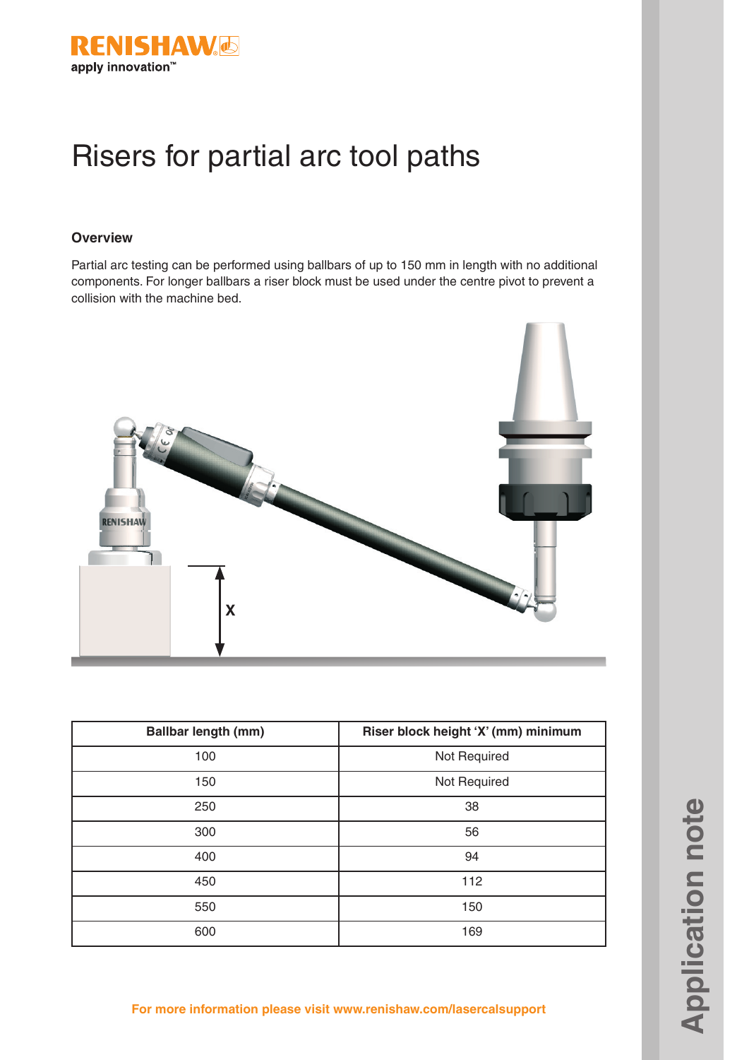# Risers for partial arc tool paths

### Overview

Partial arc testing can be performed using ballbars of up to 150 mm in length with no additional components. For longer ballbars a riser block must be used under the centre pivot to prevent a collision with the machine bed.

| Ballbar length (mm) | Riser block height 'X' (mm) minimum |
|---|---|
| 100 | Not Required |
| 150 | Not Required |
| 250 | 38 |
| 300 | 56 |
| 400 | 94 |
| 450 | 112 |
| 550 | 150 |
| 600 | 169 |

**For more information please visit www.renishaw.com/lasercalsupport**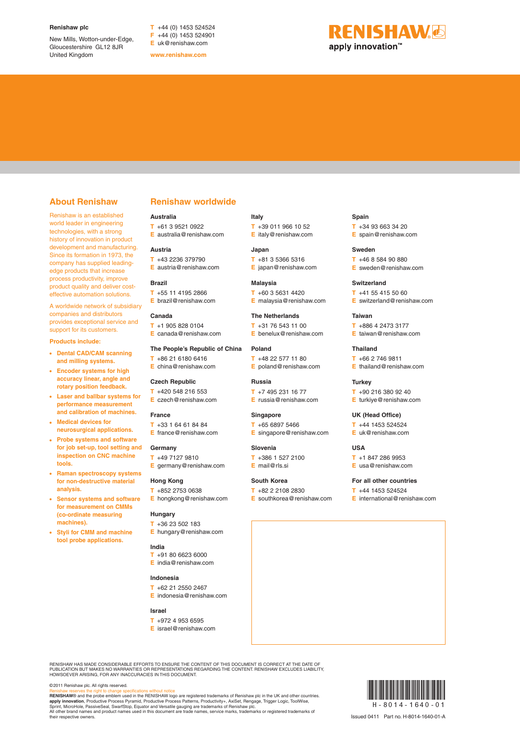**Renishaw plc**

New Mills, Wotton-under-Edge,
Gloucestershire GL12 8JR
United Kingdom

**T** +44 (0) 1453 524524
**F** +44 (0) 1453 524901
**E** uk@renishaw.com

www.renishaw.com

**RENISHAW** apply innovation™

## About Renishaw

Renishaw is an established world leader in engineering technologies, with a strong history of innovation in product development and manufacturing. Since its formation in 1973, the company has supplied leading-edge products that increase process productivity, improve product quality and deliver cost-effective automation solutions.

A worldwide network of subsidiary companies and distributors provides exceptional service and support for its customers.

**Products include:**

- **Dental CAD/CAM scanning and milling systems.**
- **Encoder systems for high accuracy linear, angle and rotary position feedback.**
- **Laser and ballbar systems for performance measurement and calibration of machines.**
- **Medical devices for neurosurgical applications.**
- **Probe systems and software for job set-up, tool setting and inspection on CNC machine tools.**
- **Raman spectroscopy systems for non-destructive material analysis.**
- **Sensor systems and software for measurement on CMMs (co-ordinate measuring machines).**
- **Styli for CMM and machine tool probe applications.**

## Renishaw worldwide

**Australia**
**T** +61 3 9521 0922
**E** australia@renishaw.com

**Austria**
**T** +43 2236 379790
**E** austria@renishaw.com

**Brazil**
**T** +55 11 4195 2866
**E** brazil@renishaw.com

**Canada**
**T** +1 905 828 0104
**E** canada@renishaw.com

**The People's Republic of China**
**T** +86 21 6180 6416
**E** china@renishaw.com

**Czech Republic**
**T** +420 548 216 553
**E** czech@renishaw.com

**France**
**T** +33 1 64 61 84 84
**E** france@renishaw.com

**Germany**
**T** +49 7127 9810
**E** germany@renishaw.com

**Hong Kong**
**T** +852 2753 0638
**E** hongkong@renishaw.com

**Hungary**
**T** +36 23 502 183
**E** hungary@renishaw.com

**India**
**T** +91 80 6623 6000
**E** india@renishaw.com

**Indonesia**
**T** +62 21 2550 2467
**E** indonesia@renishaw.com

**Israel**
**T** +972 4 953 6595
**E** israel@renishaw.com

**Italy**
**T** +39 011 966 10 52
**E** italy@renishaw.com

**Japan**
**T** +81 3 5366 5316
**E** japan@renishaw.com

**Malaysia**
**T** +60 3 5631 4420
**E** malaysia@renishaw.com

**The Netherlands**
**T** +31 76 543 11 00
**E** benelux@renishaw.com

**Poland**
**T** +48 22 577 11 80
**E** poland@renishaw.com

**Russia**
**T** +7 495 231 16 77
**E** russia@renishaw.com

**Singapore**
**T** +65 6897 5466
**E** singapore@renishaw.com

**Slovenia**
**T** +386 1 527 2100
**E** mail@rls.si

**South Korea**
**T** +82 2 2108 2830
**E** southkorea@renishaw.com

**Spain**
**T** +34 93 663 34 20
**E** spain@renishaw.com

**Sweden**
**T** +46 8 584 90 880
**E** sweden@renishaw.com

**Switzerland**
**T** +41 55 415 50 60
**E** switzerland@renishaw.com

**Taiwan**
**T** +886 4 2473 3177
**E** taiwan@renishaw.com

**Thailand**
**T** +66 2 746 9811
**E** thailand@renishaw.com

**Turkey**
**T** +90 216 380 92 40
**E** turkiye@renishaw.com

**UK (Head Office)**
**T** +44 1453 524524
**E** uk@renishaw.com

**USA**
**T** +1 847 286 9953
**E** usa@renishaw.com

**For all other countries**
**T** +44 1453 524524
**E** international@renishaw.com

RENISHAW HAS MADE CONSIDERABLE EFFORTS TO ENSURE THE CONTENT OF THIS DOCUMENT IS CORRECT AT THE DATE OF PUBLICATION BUT MAKES NO WARRANTIES OR REPRESENTATIONS REGARDING THE CONTENT. RENISHAW EXCLUDES LIABILITY, HOWSOEVER ARISING, FOR ANY INACCURACIES IN THIS DOCUMENT.

©2011 Renishaw plc. All rights reserved.
Renishaw reserves the right to change specifications without notice
**RENISHAW®** and the probe emblem used in the RENISHAW logo are registered trademarks of Renishaw plc in the UK and other countries.
**apply innovation**, Productive Process Pyramid, Productive Process Patterns, Productivity+, AxiSet, Rengage, Trigger Logic, ToolWise, Sprint, MicroHole, PassiveSeal, SwarfStop, Equator and Versatile gauging are trademarks of Renishaw plc.
All other brand names and product names used in this document are trade names, service marks, trademarks or registered trademarks of their respective owners.

H-8014-1640-01

Issued 0411 Part no. H-8014-1640-01-A